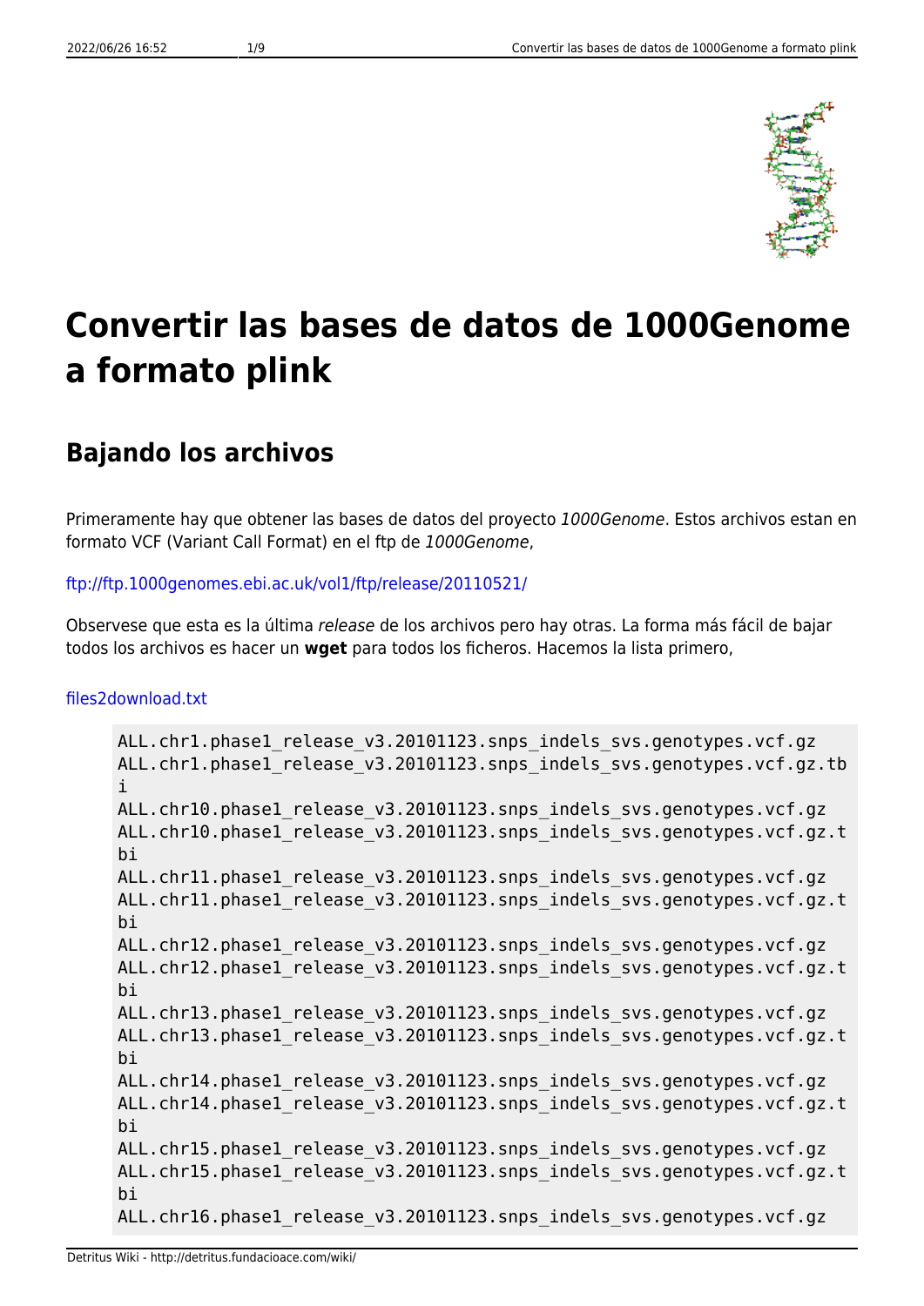# Convertir las bases de datos de 1000Genome a formato plink

## Bajando los archivos

Primeramente hay que obtener las bases de datos del proyecto *1000Genome*. Estos archivos estan en formato VCF (Variant Call Format) en el ftp de *1000Genome*,

ftp://ftp.1000genomes.ebi.ac.uk/vol1/ftp/release/20110521/

Observese que esta es la última *release* de los archivos pero hay otras. La forma más fácil de bajar todos los archivos es hacer un **wget** para todos los ficheros. Hacemos la lista primero,

files2download.txt

```
ALL.chr1.phase1_release_v3.20101123.snps_indels_svs.genotypes.vcf.gz
ALL.chr1.phase1_release_v3.20101123.snps_indels_svs.genotypes.vcf.gz.tbi
ALL.chr10.phase1_release_v3.20101123.snps_indels_svs.genotypes.vcf.gz
ALL.chr10.phase1_release_v3.20101123.snps_indels_svs.genotypes.vcf.gz.tbi
ALL.chr11.phase1_release_v3.20101123.snps_indels_svs.genotypes.vcf.gz
ALL.chr11.phase1_release_v3.20101123.snps_indels_svs.genotypes.vcf.gz.tbi
ALL.chr12.phase1_release_v3.20101123.snps_indels_svs.genotypes.vcf.gz
ALL.chr12.phase1_release_v3.20101123.snps_indels_svs.genotypes.vcf.gz.tbi
ALL.chr13.phase1_release_v3.20101123.snps_indels_svs.genotypes.vcf.gz
ALL.chr13.phase1_release_v3.20101123.snps_indels_svs.genotypes.vcf.gz.tbi
ALL.chr14.phase1_release_v3.20101123.snps_indels_svs.genotypes.vcf.gz
ALL.chr14.phase1_release_v3.20101123.snps_indels_svs.genotypes.vcf.gz.tbi
ALL.chr15.phase1_release_v3.20101123.snps_indels_svs.genotypes.vcf.gz
ALL.chr15.phase1_release_v3.20101123.snps_indels_svs.genotypes.vcf.gz.tbi
ALL.chr16.phase1_release_v3.20101123.snps_indels_svs.genotypes.vcf.gz
```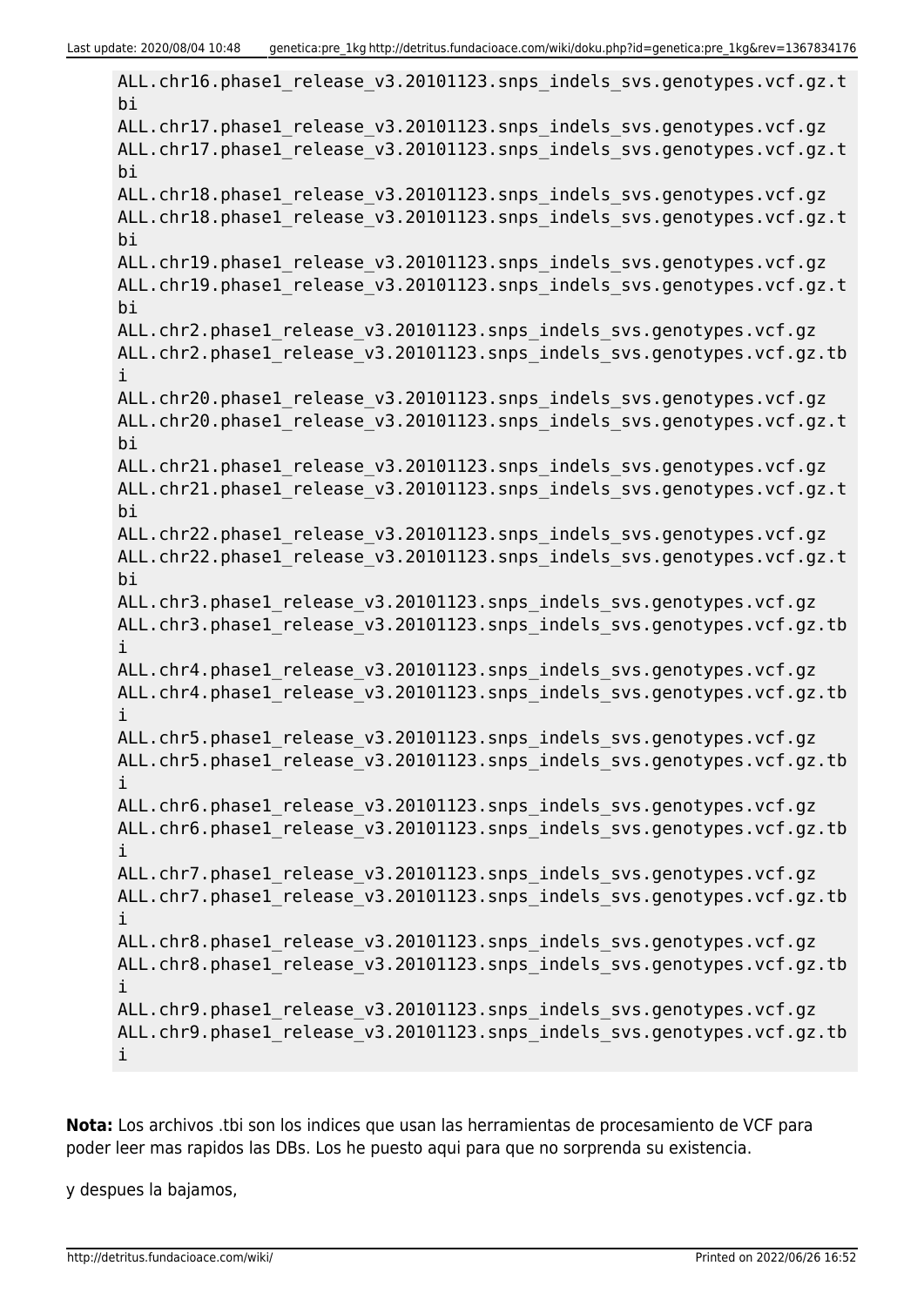```
ALL.chr16.phase1_release_v3.20101123.snps_indels_svs.genotypes.vcf.gz.tbi
ALL.chr17.phase1_release_v3.20101123.snps_indels_svs.genotypes.vcf.gz
ALL.chr17.phase1_release_v3.20101123.snps_indels_svs.genotypes.vcf.gz.tbi
ALL.chr18.phase1_release_v3.20101123.snps_indels_svs.genotypes.vcf.gz
ALL.chr18.phase1_release_v3.20101123.snps_indels_svs.genotypes.vcf.gz.tbi
ALL.chr19.phase1_release_v3.20101123.snps_indels_svs.genotypes.vcf.gz
ALL.chr19.phase1_release_v3.20101123.snps_indels_svs.genotypes.vcf.gz.tbi
ALL.chr2.phase1_release_v3.20101123.snps_indels_svs.genotypes.vcf.gz
ALL.chr2.phase1_release_v3.20101123.snps_indels_svs.genotypes.vcf.gz.tbi
ALL.chr20.phase1_release_v3.20101123.snps_indels_svs.genotypes.vcf.gz
ALL.chr20.phase1_release_v3.20101123.snps_indels_svs.genotypes.vcf.gz.tbi
ALL.chr21.phase1_release_v3.20101123.snps_indels_svs.genotypes.vcf.gz
ALL.chr21.phase1_release_v3.20101123.snps_indels_svs.genotypes.vcf.gz.tbi
ALL.chr22.phase1_release_v3.20101123.snps_indels_svs.genotypes.vcf.gz
ALL.chr22.phase1_release_v3.20101123.snps_indels_svs.genotypes.vcf.gz.tbi
ALL.chr3.phase1_release_v3.20101123.snps_indels_svs.genotypes.vcf.gz
ALL.chr3.phase1_release_v3.20101123.snps_indels_svs.genotypes.vcf.gz.tbi
ALL.chr4.phase1_release_v3.20101123.snps_indels_svs.genotypes.vcf.gz
ALL.chr4.phase1_release_v3.20101123.snps_indels_svs.genotypes.vcf.gz.tbi
ALL.chr5.phase1_release_v3.20101123.snps_indels_svs.genotypes.vcf.gz
ALL.chr5.phase1_release_v3.20101123.snps_indels_svs.genotypes.vcf.gz.tbi
ALL.chr6.phase1_release_v3.20101123.snps_indels_svs.genotypes.vcf.gz
ALL.chr6.phase1_release_v3.20101123.snps_indels_svs.genotypes.vcf.gz.tbi
ALL.chr7.phase1_release_v3.20101123.snps_indels_svs.genotypes.vcf.gz
ALL.chr7.phase1_release_v3.20101123.snps_indels_svs.genotypes.vcf.gz.tbi
ALL.chr8.phase1_release_v3.20101123.snps_indels_svs.genotypes.vcf.gz
ALL.chr8.phase1_release_v3.20101123.snps_indels_svs.genotypes.vcf.gz.tbi
ALL.chr9.phase1_release_v3.20101123.snps_indels_svs.genotypes.vcf.gz
ALL.chr9.phase1_release_v3.20101123.snps_indels_svs.genotypes.vcf.gz.tbi
```

**Nota:** Los archivos .tbi son los indices que usan las herramientas de procesamiento de VCF para poder leer mas rapidos las DBs. Los he puesto aqui para que no sorprenda su existencia.

y despues la bajamos,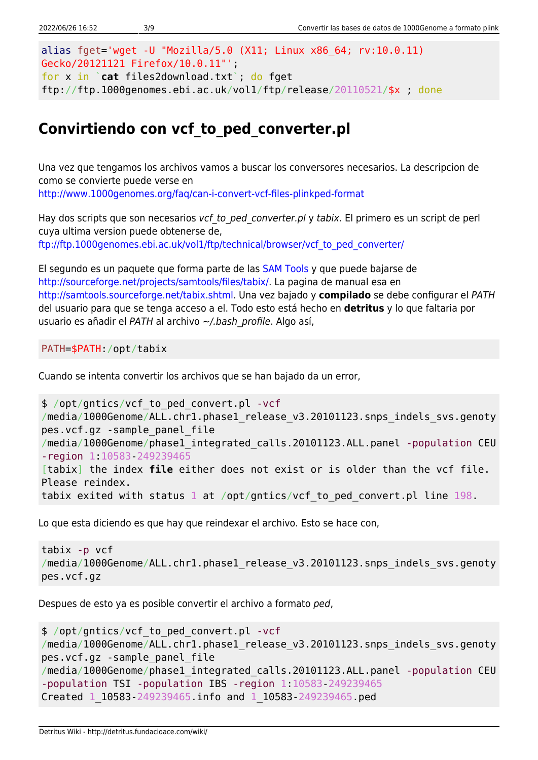```
alias fget='wget -U "Mozilla/5.0 (X11; Linux x86_64; rv:10.0.11)
Gecko/20121121 Firefox/10.0.11"';
for x in `cat files2download.txt`; do fget
ftp://ftp.1000genomes.ebi.ac.uk/vol1/ftp/release/20110521/$x ; done
```

## Convirtiendo con vcf_to_ped_converter.pl

Una vez que tengamos los archivos vamos a buscar los conversores necesarios. La descripcion de como se convierte puede verse en http://www.1000genomes.org/faq/can-i-convert-vcf-files-plinkped-format

Hay dos scripts que son necesarios *vcf_to_ped_converter.pl* y *tabix*. El primero es un script de perl cuya ultima version puede obtenerse de, ftp://ftp.1000genomes.ebi.ac.uk/vol1/ftp/technical/browser/vcf_to_ped_converter/

El segundo es un paquete que forma parte de las SAM Tools y que puede bajarse de http://sourceforge.net/projects/samtools/files/tabix/. La pagina de manual esa en http://samtools.sourceforge.net/tabix.shtml. Una vez bajado y **compilado** se debe configurar el *PATH* del usuario para que se tenga acceso a el. Todo esto está hecho en **detritus** y lo que faltaria por usuario es añadir el *PATH* al archivo *~/.bash_profile*. Algo así,

```
PATH=$PATH:/opt/tabix
```

Cuando se intenta convertir los archivos que se han bajado da un error,

```
$ /opt/gntics/vcf_to_ped_convert.pl -vcf
/media/1000Genome/ALL.chr1.phase1_release_v3.20101123.snps_indels_svs.genoty
pes.vcf.gz -sample_panel_file
/media/1000Genome/phase1_integrated_calls.20101123.ALL.panel -population CEU
-region 1:10583-249239465
[tabix] the index file either does not exist or is older than the vcf file.
Please reindex.
tabix exited with status 1 at /opt/gntics/vcf_to_ped_convert.pl line 198.
```

Lo que esta diciendo es que hay que reindexar el archivo. Esto se hace con,

```
tabix -p vcf
/media/1000Genome/ALL.chr1.phase1_release_v3.20101123.snps_indels_svs.genoty
pes.vcf.gz
```

Despues de esto ya es posible convertir el archivo a formato *ped*,

```
$ /opt/gntics/vcf_to_ped_convert.pl -vcf
/media/1000Genome/ALL.chr1.phase1_release_v3.20101123.snps_indels_svs.genoty
pes.vcf.gz -sample_panel_file
/media/1000Genome/phase1_integrated_calls.20101123.ALL.panel -population CEU
-population TSI -population IBS -region 1:10583-249239465
Created 1_10583-249239465.info and 1_10583-249239465.ped
```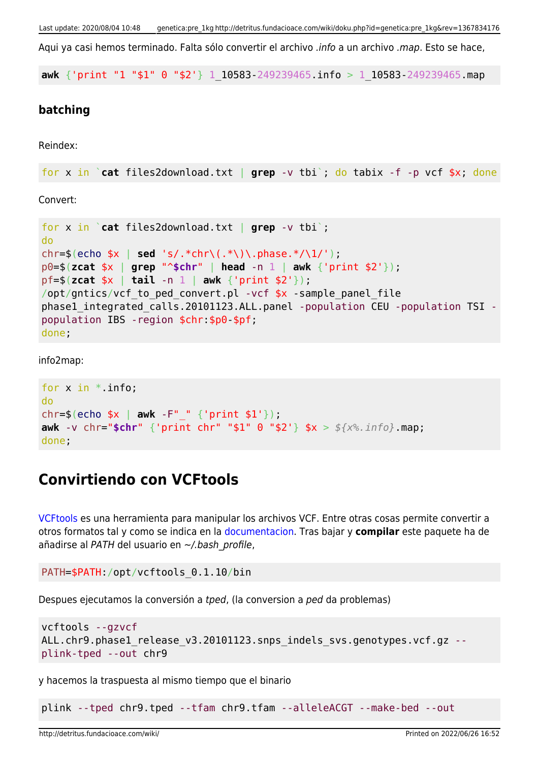Aqui ya casi hemos terminado. Falta sólo convertir el archivo *.info* a un archivo *.map*. Esto se hace,

```
awk {'print "1 "$1" 0 "$2'} 1_10583-249239465.info > 1_10583-249239465.map
```

### batching

Reindex:

```
for x in `cat files2download.txt | grep -v tbi`; do tabix -f -p vcf $x; done
```

Convert:

```
for x in `cat files2download.txt | grep -v tbi`;
do
chr=$(echo $x | sed 's/.*chr\(.*\)\.phase.*/\1/');
p0=$(zcat $x | grep "^$chr" | head -n 1 | awk {'print $2'});
pf=$(zcat $x | tail -n 1 | awk {'print $2'});
/opt/gntics/vcf_to_ped_convert.pl -vcf $x -sample_panel_file
phase1_integrated_calls.20101123.ALL.panel -population CEU -population TSI -
population IBS -region $chr:$p0-$pf;
done;
```

info2map:

```
for x in *.info;
do
chr=$(echo $x | awk -F"_" {'print $1'});
awk -v chr="$chr" {'print chr" "$1" 0 "$2'} $x > ${x%.info}.map;
done;
```

## Convirtiendo con VCFtools

VCFtools es una herramienta para manipular los archivos VCF. Entre otras cosas permite convertir a otros formatos tal y como se indica en la documentacion. Tras bajar y **compilar** este paquete ha de añadirse al *PATH* del usuario en *~/.bash_profile*,

```
PATH=$PATH:/opt/vcftools_0.1.10/bin
```

Despues ejecutamos la conversión a *tped*, (la conversion a *ped* da problemas)

```
vcftools --gzvcf
ALL.chr9.phase1_release_v3.20101123.snps_indels_svs.genotypes.vcf.gz --
plink-tped --out chr9
```

y hacemos la traspuesta al mismo tiempo que el binario

```
plink --tped chr9.tped --tfam chr9.tfam --alleleACGT --make-bed --out
```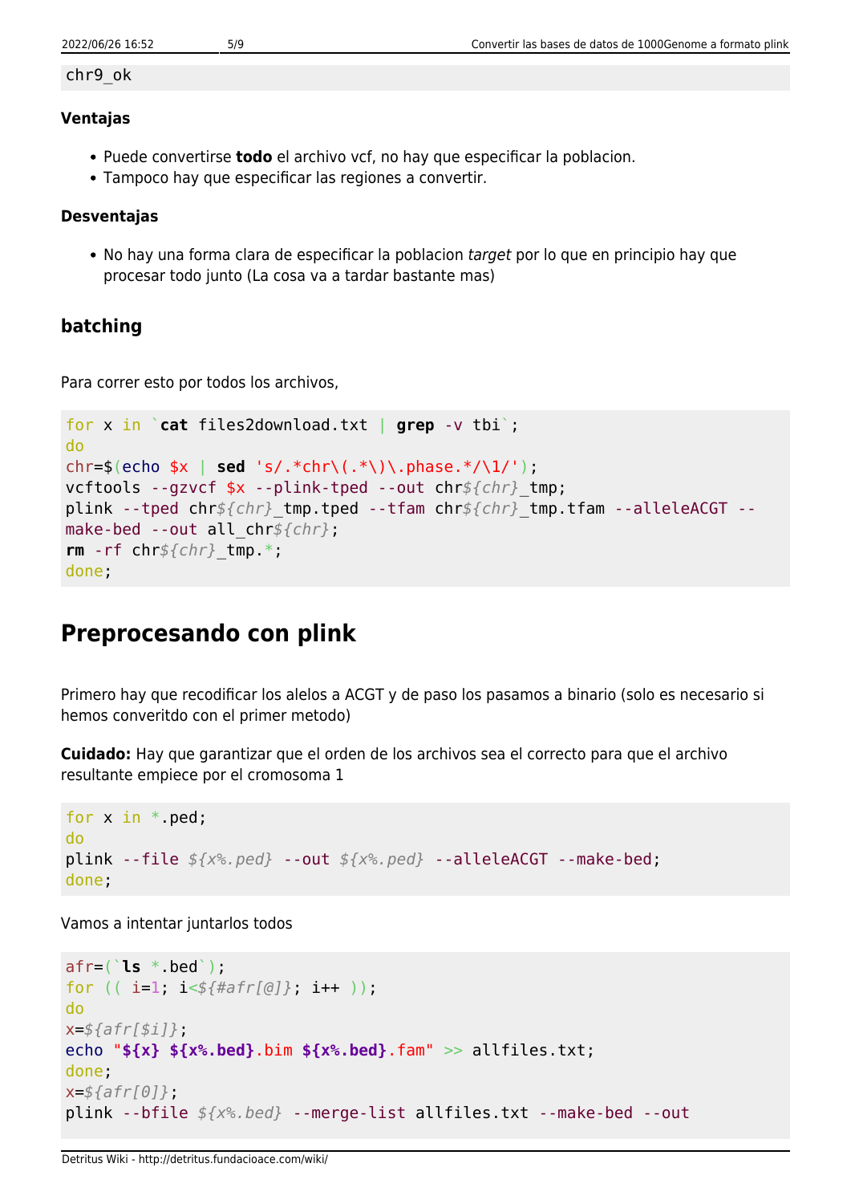```
chr9_ok
```

#### Ventajas

- Puede convertirse **todo** el archivo vcf, no hay que especificar la poblacion.
- Tampoco hay que especificar las regiones a convertir.

#### Desventajas

- No hay una forma clara de especificar la poblacion *target* por lo que en principio hay que procesar todo junto (La cosa va a tardar bastante mas)

### batching

Para correr esto por todos los archivos,

```
for x in `cat files2download.txt | grep -v tbi`;
do
chr=$(echo $x | sed 's/.*chr\(.*\)\.phase.*/\1/');
vcftools --gzvcf $x --plink-tped --out chr${chr}_tmp;
plink --tped chr${chr}_tmp.tped --tfam chr${chr}_tmp.tfam --alleleACGT --make-bed --out all_chr${chr};
rm -rf chr${chr}_tmp.*;
done;
```

## Preprocesando con plink

Primero hay que recodificar los alelos a ACGT y de paso los pasamos a binario (solo es necesario si hemos converitdo con el primer metodo)

**Cuidado:** Hay que garantizar que el orden de los archivos sea el correcto para que el archivo resultante empiece por el cromosoma 1

```
for x in *.ped;
do
plink --file ${x%.ped} --out ${x%.ped} --alleleACGT --make-bed;
done;
```

Vamos a intentar juntarlos todos

```
afr=(`ls *.bed`);
for (( i=1; i<${#afr[@]}; i++ ));
do
x=${afr[$i]};
echo "${x} ${x%.bed}.bim ${x%.bed}.fam" >> allfiles.txt;
done;
x=${afr[0]};
plink --bfile ${x%.bed} --merge-list allfiles.txt --make-bed --out
```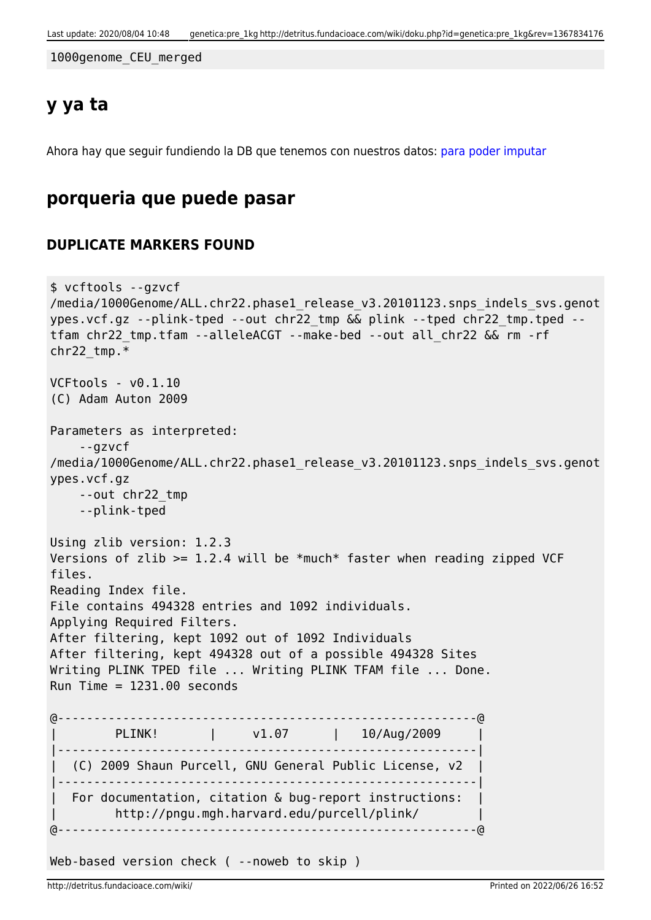```
1000genome_CEU_merged
```

## y ya ta

Ahora hay que seguir fundiendo la DB que tenemos con nuestros datos: para poder imputar

## porqueria que puede pasar

### DUPLICATE MARKERS FOUND

```
$ vcftools --gzvcf
/media/1000Genome/ALL.chr22.phase1_release_v3.20101123.snps_indels_svs.genot
ypes.vcf.gz --plink-tped --out chr22_tmp && plink --tped chr22_tmp.tped --
tfam chr22_tmp.tfam --alleleACGT --make-bed --out all_chr22 && rm -rf
chr22_tmp.*

VCFtools - v0.1.10
(C) Adam Auton 2009

Parameters as interpreted:
    --gzvcf
/media/1000Genome/ALL.chr22.phase1_release_v3.20101123.snps_indels_svs.genot
ypes.vcf.gz
    --out chr22_tmp
    --plink-tped

Using zlib version: 1.2.3
Versions of zlib >= 1.2.4 will be *much* faster when reading zipped VCF
files.
Reading Index file.
File contains 494328 entries and 1092 individuals.
Applying Required Filters.
After filtering, kept 1092 out of 1092 Individuals
After filtering, kept 494328 out of a possible 494328 Sites
Writing PLINK TPED file ... Writing PLINK TFAM file ... Done.
Run Time = 1231.00 seconds

@----------------------------------------------------------@
|        PLINK!       |     v1.07      |   10/Aug/2009     |
|----------------------------------------------------------|
|  (C) 2009 Shaun Purcell, GNU General Public License, v2  |
|----------------------------------------------------------|
|  For documentation, citation & bug-report instructions:  |
|        http://pngu.mgh.harvard.edu/purcell/plink/        |
@----------------------------------------------------------@

Web-based version check ( --noweb to skip )
```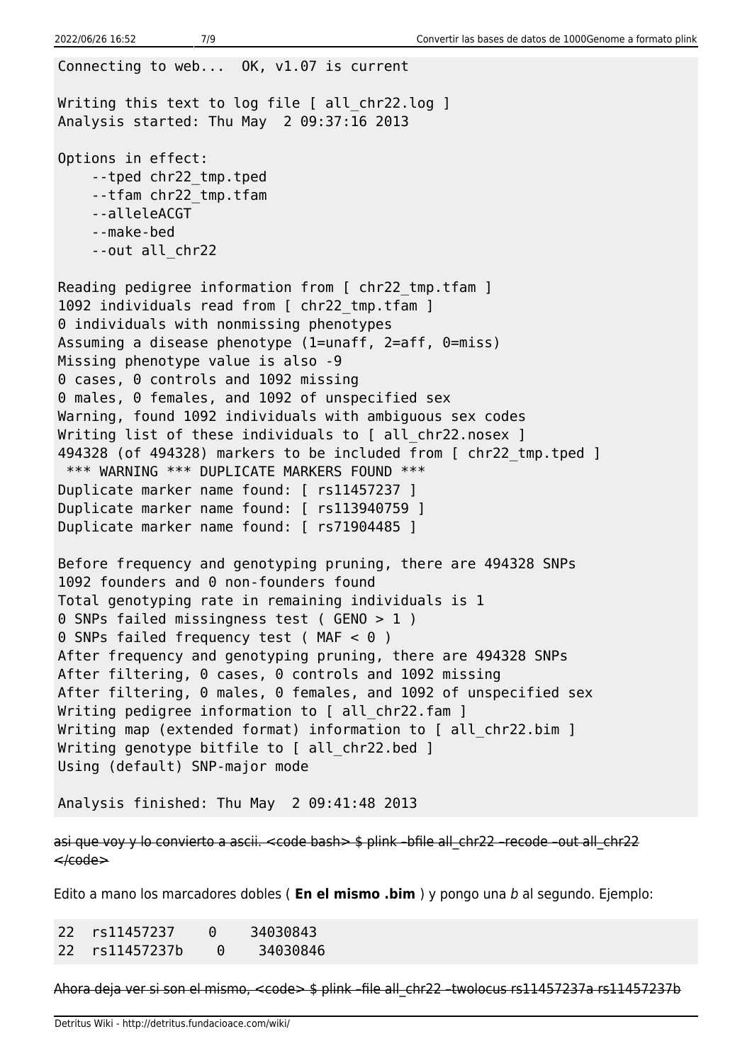```
Connecting to web...  OK, v1.07 is current

Writing this text to log file [ all_chr22.log ]
Analysis started: Thu May  2 09:37:16 2013

Options in effect:
    --tped chr22_tmp.tped
    --tfam chr22_tmp.tfam
    --alleleACGT
    --make-bed
    --out all_chr22

Reading pedigree information from [ chr22_tmp.tfam ]
1092 individuals read from [ chr22_tmp.tfam ]
0 individuals with nonmissing phenotypes
Assuming a disease phenotype (1=unaff, 2=aff, 0=miss)
Missing phenotype value is also -9
0 cases, 0 controls and 1092 missing
0 males, 0 females, and 1092 of unspecified sex
Warning, found 1092 individuals with ambiguous sex codes
Writing list of these individuals to [ all_chr22.nosex ]
494328 (of 494328) markers to be included from [ chr22_tmp.tped ]
 *** WARNING *** DUPLICATE MARKERS FOUND ***
Duplicate marker name found: [ rs11457237 ]
Duplicate marker name found: [ rs113940759 ]
Duplicate marker name found: [ rs71904485 ]

Before frequency and genotyping pruning, there are 494328 SNPs
1092 founders and 0 non-founders found
Total genotyping rate in remaining individuals is 1
0 SNPs failed missingness test ( GENO > 1 )
0 SNPs failed frequency test ( MAF < 0 )
After frequency and genotyping pruning, there are 494328 SNPs
After filtering, 0 cases, 0 controls and 1092 missing
After filtering, 0 males, 0 females, and 1092 of unspecified sex
Writing pedigree information to [ all_chr22.fam ]
Writing map (extended format) information to [ all_chr22.bim ]
Writing genotype bitfile to [ all_chr22.bed ]
Using (default) SNP-major mode

Analysis finished: Thu May  2 09:41:48 2013
```

~~asi que voy y lo convierto a ascii. <code bash> $ plink –bfile all_chr22 –recode –out all_chr22 </code>~~

Edito a mano los marcadores dobles ( **En el mismo .bim** ) y pongo una *b* al segundo. Ejemplo:

```
22  rs11457237    0    34030843
22  rs11457237b    0    34030846
```

~~Ahora deja ver si son el mismo, <code> $ plink –file all_chr22 –twolocus rs11457237a rs11457237b~~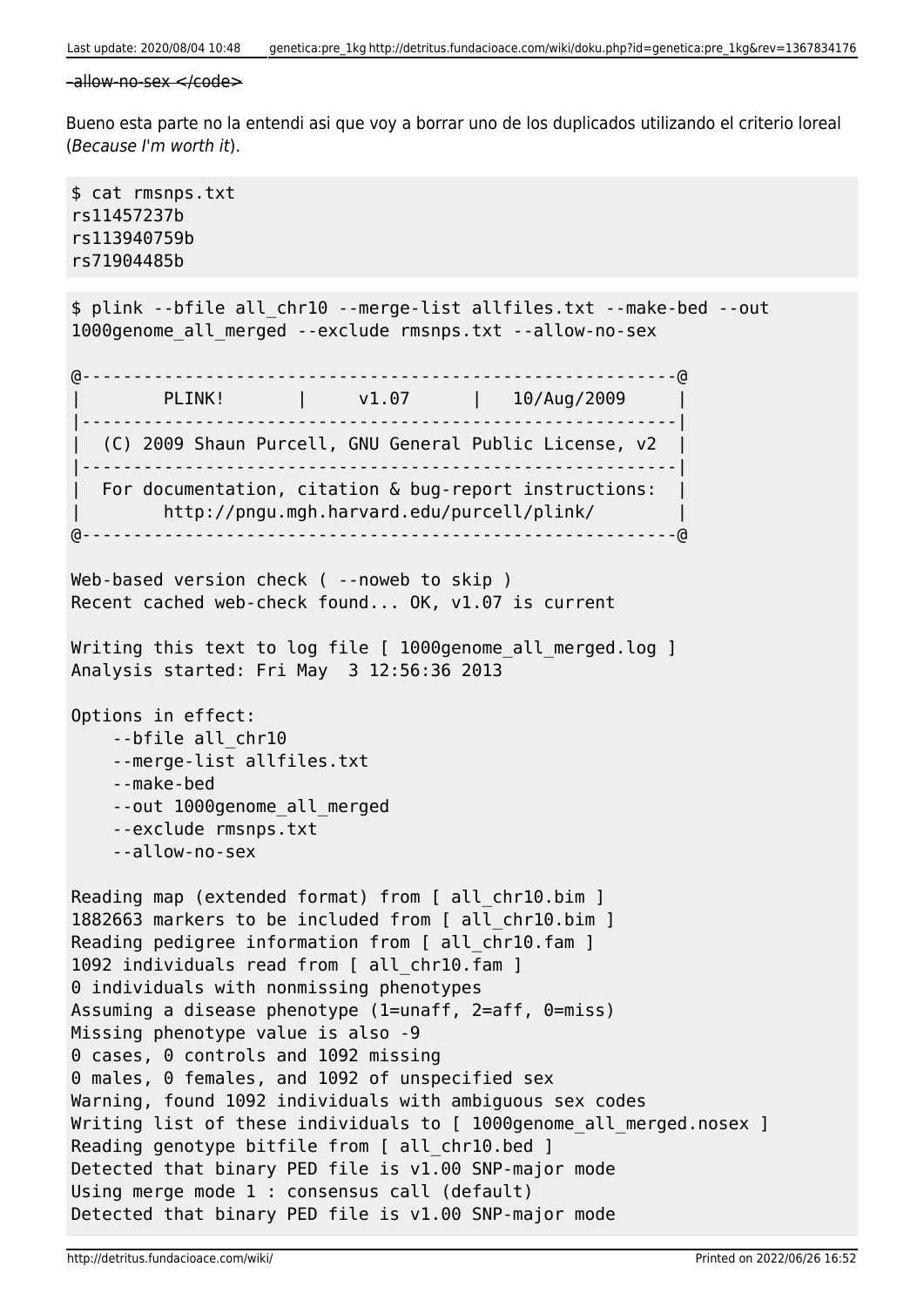~~-allow-no-sex </code>~~

Bueno esta parte no la entendi asi que voy a borrar uno de los duplicados utilizando el criterio loreal (*Because I'm worth it*).

```
$ cat rmsnps.txt
rs11457237b
rs113940759b
rs71904485b
```

```
$ plink --bfile all_chr10 --merge-list allfiles.txt --make-bed --out
1000genome_all_merged --exclude rmsnps.txt --allow-no-sex

@----------------------------------------------------------@
|        PLINK!       |     v1.07      |   10/Aug/2009     |
|----------------------------------------------------------|
|  (C) 2009 Shaun Purcell, GNU General Public License, v2  |
|----------------------------------------------------------|
|  For documentation, citation & bug-report instructions:  |
|        http://pngu.mgh.harvard.edu/purcell/plink/        |
@----------------------------------------------------------@

Web-based version check ( --noweb to skip )
Recent cached web-check found... OK, v1.07 is current

Writing this text to log file [ 1000genome_all_merged.log ]
Analysis started: Fri May  3 12:56:36 2013

Options in effect:
    --bfile all_chr10
    --merge-list allfiles.txt
    --make-bed
    --out 1000genome_all_merged
    --exclude rmsnps.txt
    --allow-no-sex

Reading map (extended format) from [ all_chr10.bim ]
1882663 markers to be included from [ all_chr10.bim ]
Reading pedigree information from [ all_chr10.fam ]
1092 individuals read from [ all_chr10.fam ]
0 individuals with nonmissing phenotypes
Assuming a disease phenotype (1=unaff, 2=aff, 0=miss)
Missing phenotype value is also -9
0 cases, 0 controls and 1092 missing
0 males, 0 females, and 1092 of unspecified sex
Warning, found 1092 individuals with ambiguous sex codes
Writing list of these individuals to [ 1000genome_all_merged.nosex ]
Reading genotype bitfile from [ all_chr10.bed ]
Detected that binary PED file is v1.00 SNP-major mode
Using merge mode 1 : consensus call (default)
Detected that binary PED file is v1.00 SNP-major mode
```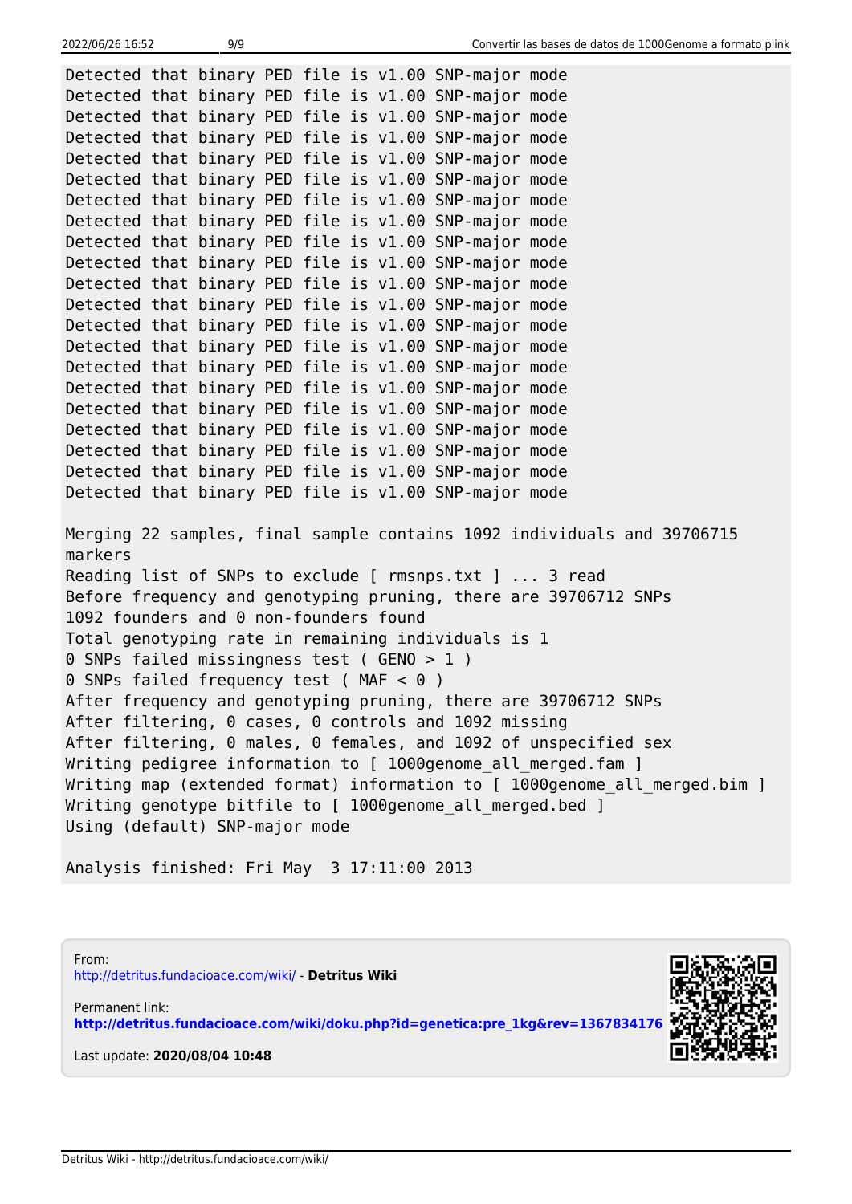```
Detected that binary PED file is v1.00 SNP-major mode
Detected that binary PED file is v1.00 SNP-major mode
Detected that binary PED file is v1.00 SNP-major mode
Detected that binary PED file is v1.00 SNP-major mode
Detected that binary PED file is v1.00 SNP-major mode
Detected that binary PED file is v1.00 SNP-major mode
Detected that binary PED file is v1.00 SNP-major mode
Detected that binary PED file is v1.00 SNP-major mode
Detected that binary PED file is v1.00 SNP-major mode
Detected that binary PED file is v1.00 SNP-major mode
Detected that binary PED file is v1.00 SNP-major mode
Detected that binary PED file is v1.00 SNP-major mode
Detected that binary PED file is v1.00 SNP-major mode
Detected that binary PED file is v1.00 SNP-major mode
Detected that binary PED file is v1.00 SNP-major mode
Detected that binary PED file is v1.00 SNP-major mode
Detected that binary PED file is v1.00 SNP-major mode
Detected that binary PED file is v1.00 SNP-major mode
Detected that binary PED file is v1.00 SNP-major mode
Detected that binary PED file is v1.00 SNP-major mode
Detected that binary PED file is v1.00 SNP-major mode

Merging 22 samples, final sample contains 1092 individuals and 39706715
markers
Reading list of SNPs to exclude [ rmsnps.txt ] ... 3 read
Before frequency and genotyping pruning, there are 39706712 SNPs
1092 founders and 0 non-founders found
Total genotyping rate in remaining individuals is 1
0 SNPs failed missingness test ( GENO > 1 )
0 SNPs failed frequency test ( MAF < 0 )
After frequency and genotyping pruning, there are 39706712 SNPs
After filtering, 0 cases, 0 controls and 1092 missing
After filtering, 0 males, 0 females, and 1092 of unspecified sex
Writing pedigree information to [ 1000genome_all_merged.fam ]
Writing map (extended format) information to [ 1000genome_all_merged.bim ]
Writing genotype bitfile to [ 1000genome_all_merged.bed ]
Using (default) SNP-major mode

Analysis finished: Fri May  3 17:11:00 2013
```

From:
http://detritus.fundacioace.com/wiki/ - **Detritus Wiki**

Permanent link:
**http://detritus.fundacioace.com/wiki/doku.php?id=genetica:pre_1kg&rev=1367834176**

Last update: **2020/08/04 10:48**